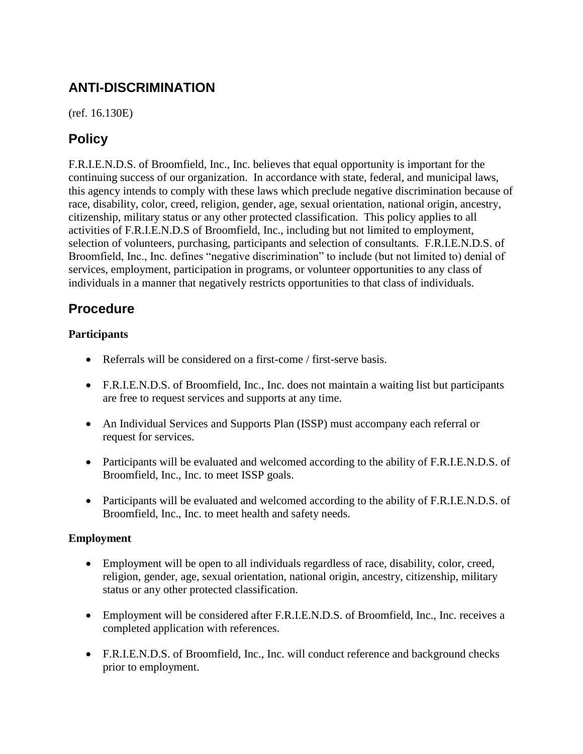## ANTI-DISCRIMINATION

(ref. 16.130E)

## Policy

F.R.I.E.N.D.S. of Broomfield, Inc., Inc. believes that equal opportunity is important for the continuing success of our organization. In accordance with state, federal, and municipal laws, this agency intends to comply with these laws which preclude negative discrimination because of race, disability, color, creed, religion, gender, age, sexual orientation, national origin, ancestry, citizenship, military status or any other protected classification. This policy applies to all activities of F.R.I.E.N.D.S of Broomfield, Inc., including but not limited to employment, selection of volunteers, purchasing, participants and selection of consultants. F.R.I.E.N.D.S. of Broomfield, Inc., Inc. defines "negative discrimination" to include (but not limited to) denial of services, employment, participation in programs, or volunteer opportunities to any class of individuals in a manner that negatively restricts opportunities to that class of individuals.

## Procedure

**Participants**

- Referrals will be considered on a first-come / first-serve basis.
- F.R.I.E.N.D.S. of Broomfield, Inc., Inc. does not maintain a waiting list but participants are free to request services and supports at any time.
- An Individual Services and Supports Plan (ISSP) must accompany each referral or request for services.
- Participants will be evaluated and welcomed according to the ability of F.R.I.E.N.D.S. of Broomfield, Inc., Inc. to meet ISSP goals.
- Participants will be evaluated and welcomed according to the ability of F.R.I.E.N.D.S. of Broomfield, Inc., Inc. to meet health and safety needs.

**Employment**

- Employment will be open to all individuals regardless of race, disability, color, creed, religion, gender, age, sexual orientation, national origin, ancestry, citizenship, military status or any other protected classification.
- Employment will be considered after F.R.I.E.N.D.S. of Broomfield, Inc., Inc. receives a completed application with references.
- F.R.I.E.N.D.S. of Broomfield, Inc., Inc. will conduct reference and background checks prior to employment.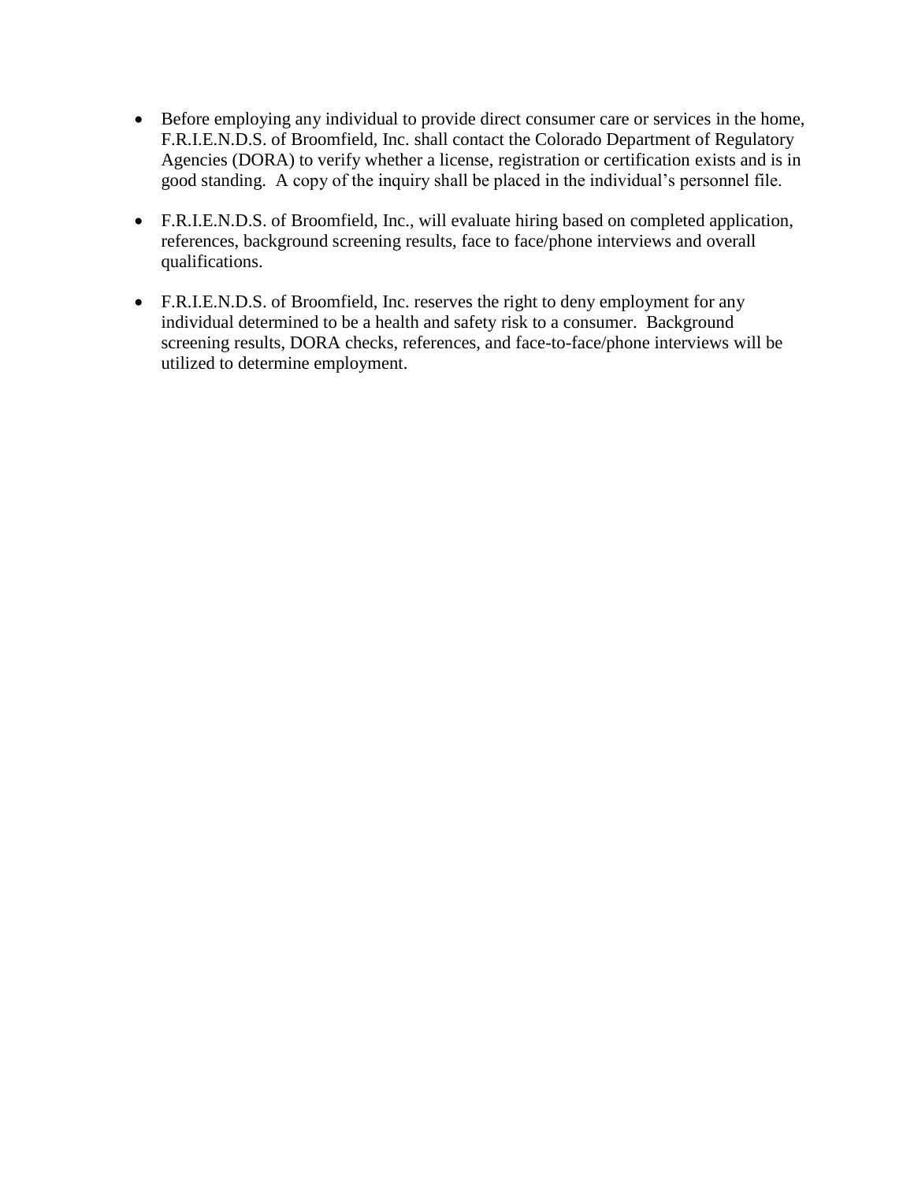- Before employing any individual to provide direct consumer care or services in the home, F.R.I.E.N.D.S. of Broomfield, Inc. shall contact the Colorado Department of Regulatory Agencies (DORA) to verify whether a license, registration or certification exists and is in good standing. A copy of the inquiry shall be placed in the individual's personnel file.

- F.R.I.E.N.D.S. of Broomfield, Inc., will evaluate hiring based on completed application, references, background screening results, face to face/phone interviews and overall qualifications.

- F.R.I.E.N.D.S. of Broomfield, Inc. reserves the right to deny employment for any individual determined to be a health and safety risk to a consumer. Background screening results, DORA checks, references, and face-to-face/phone interviews will be utilized to determine employment.